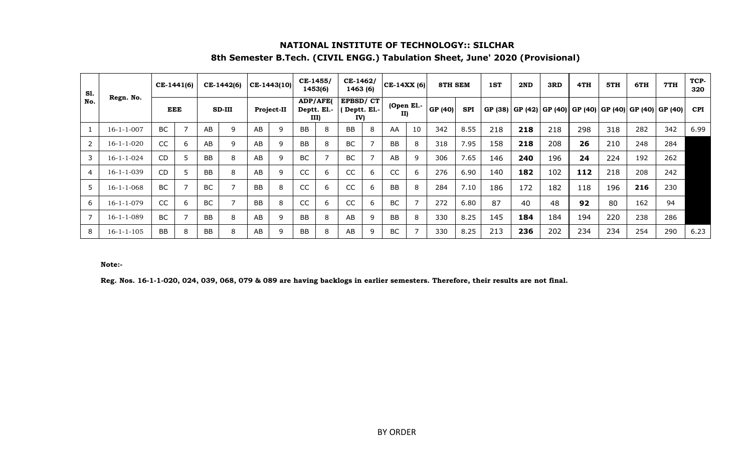# NATIONAL INSTITUTE OF TECHNOLOGY:: SILCHAR

## 8th Semester B.Tech. (CIVIL ENGG.) Tabulation Sheet, June' 2020 (Provisional)

| Sl. No. | Regn. No. | CE-1441(6) | | CE-1442(6) | | CE-1443(10) | | CE-1455/ 1453(6) | | CE-1462/ 1463 (6) | | CE-14XX (6) | | 8TH SEM | | 1ST | 2ND | 3RD | 4TH | 5TH | 6TH | 7TH | TCP-320 |
|---|---|---|---|---|---|---|---|---|---|---|---|---|---|---|---|---|---|---|---|---|---|---|---|
| | | EEE | | SD-III | | Project-II | | ADP/AFE( Deptt. El.-III) | | EPBSD/ CT ( Deptt. El.-IV) | | (Open El.-II) | | GP (40) | SPI | GP (38) | GP (42) | GP (40) | GP (40) | GP (40) | GP (40) | GP (40) | CPI |
| 1 | 16-1-1-007 | BC | 7 | AB | 9 | AB | 9 | BB | 8 | BB | 8 | AA | 10 | 342 | 8.55 | 218 | **218** | 218 | 298 | 318 | 282 | 342 | 6.99 |
| 2 | 16-1-1-020 | CC | 6 | AB | 9 | AB | 9 | BB | 8 | BC | 7 | BB | 8 | 318 | 7.95 | 158 | **218** | 208 | **26** | 210 | 248 | 284 | |
| 3 | 16-1-1-024 | CD | 5 | BB | 8 | AB | 9 | BC | 7 | BC | 7 | AB | 9 | 306 | 7.65 | 146 | **240** | 196 | **24** | 224 | 192 | 262 | |
| 4 | 16-1-1-039 | CD | 5 | BB | 8 | AB | 9 | CC | 6 | CC | 6 | CC | 6 | 276 | 6.90 | 140 | **182** | 102 | **112** | 218 | 208 | 242 | |
| 5 | 16-1-1-068 | BC | 7 | BC | 7 | BB | 8 | CC | 6 | CC | 6 | BB | 8 | 284 | 7.10 | 186 | 172 | 182 | 118 | 196 | **216** | 230 | |
| 6 | 16-1-1-079 | CC | 6 | BC | 7 | BB | 8 | CC | 6 | CC | 6 | BC | 7 | 272 | 6.80 | 87 | 40 | 48 | **92** | 80 | 162 | 94 | |
| 7 | 16-1-1-089 | BC | 7 | BB | 8 | AB | 9 | BB | 8 | AB | 9 | BB | 8 | 330 | 8.25 | 145 | **184** | 184 | 194 | 220 | 238 | 286 | |
| 8 | 16-1-1-105 | BB | 8 | BB | 8 | AB | 9 | BB | 8 | AB | 9 | BC | 7 | 330 | 8.25 | 213 | **236** | 202 | 234 | 234 | 254 | 290 | 6.23 |

**Note:-**

**Reg. Nos. 16-1-1-020, 024, 039, 068, 079 & 089 are having backlogs in earlier semesters. Therefore, their results are not final.**

BY ORDER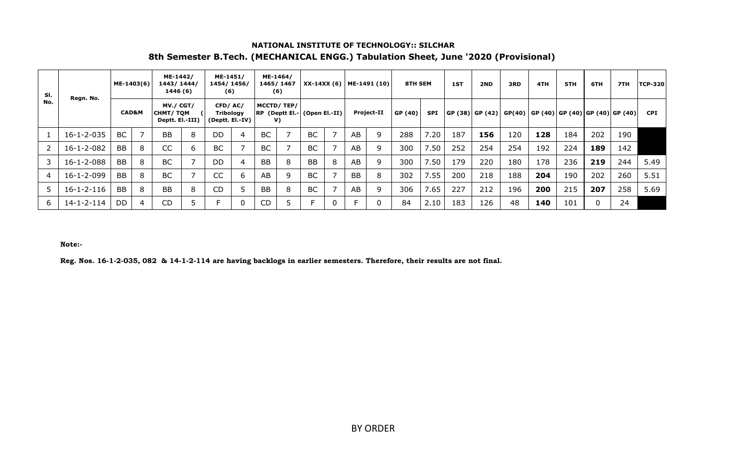**NATIONAL INSTITUTE OF TECHNOLOGY:: SILCHAR**

**8th Semester B.Tech. (MECHANICAL ENGG.) Tabulation Sheet, June '2020 (Provisional)**

| Sl. No. | Regn. No. | ME-1403(6) | | ME-1442/ 1443/ 1444/ 1446 (6) | | ME-1451/ 1454/ 1456/ (6) | | ME-1464/ 1465/ 1467 (6) | | XX-14XX (6) | | ME-1491 (10) | | 8TH SEM | | 1ST | 2ND | 3RD | 4TH | 5TH | 6TH | 7TH | TCP-320 |
|---|---|---|---|---|---|---|---|---|---|---|---|---|---|---|---|---|---|---|---|---|---|---|---|
| | | CAD&M | | MV./ CGT/ CHMT/ TQM ( Deptt. El.-III) | | CFD/ AC/ Tribology (Deptt. El.-IV) | | MCCTD/ TEP/ RP (Deptt El.-V) | | (Open El.-II) | | Project-II | | GP (40) | SPI | GP (38) | GP (42) | GP(40) | GP (40) | GP (40) | GP (40) | GP (40) | CPI |
| 1 | 16-1-2-035 | BC | 7 | BB | 8 | DD | 4 | BC | 7 | BC | 7 | AB | 9 | 288 | 7.20 | 187 | **156** | 120 | **128** | 184 | 202 | 190 | |
| 2 | 16-1-2-082 | BB | 8 | CC | 6 | BC | 7 | BC | 7 | BC | 7 | AB | 9 | 300 | 7.50 | 252 | 254 | 254 | 192 | 224 | **189** | 142 | |
| 3 | 16-1-2-088 | BB | 8 | BC | 7 | DD | 4 | BB | 8 | BB | 8 | AB | 9 | 300 | 7.50 | 179 | 220 | 180 | 178 | 236 | **219** | 244 | 5.49 |
| 4 | 16-1-2-099 | BB | 8 | BC | 7 | CC | 6 | AB | 9 | BC | 7 | BB | 8 | 302 | 7.55 | 200 | 218 | 188 | **204** | 190 | 202 | 260 | 5.51 |
| 5 | 16-1-2-116 | BB | 8 | BB | 8 | CD | 5 | BB | 8 | BC | 7 | AB | 9 | 306 | 7.65 | 227 | 212 | 196 | **200** | 215 | **207** | 258 | 5.69 |
| 6 | 14-1-2-114 | DD | 4 | CD | 5 | F | 0 | CD | 5 | F | 0 | F | 0 | 84 | 2.10 | 183 | 126 | 48 | **140** | 101 | 0 | 24 | |

**Note:-**

**Reg. Nos. 16-1-2-035, 082 & 14-1-2-114 are having backlogs in earlier semesters. Therefore, their results are not final.**

BY ORDER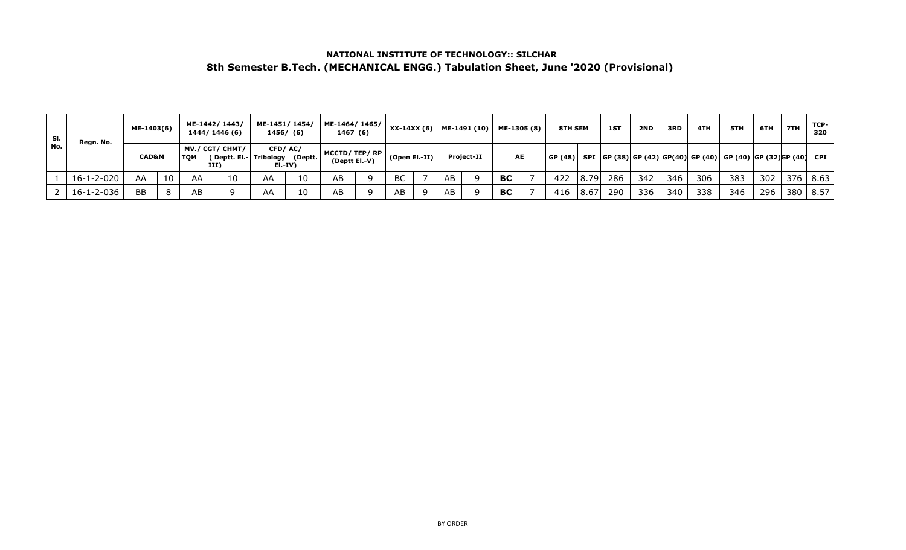**NATIONAL INSTITUTE OF TECHNOLOGY:: SILCHAR**

**8th Semester B.Tech. (MECHANICAL ENGG.) Tabulation Sheet, June '2020 (Provisional)**

| Sl. No. | Regn. No. | ME-1403(6) | | ME-1442/ 1443/ 1444/ 1446 (6) | | ME-1451/ 1454/ 1456/ (6) | | ME-1464/ 1465/ 1467 (6) | | XX-14XX (6) | | ME-1491 (10) | | ME-1305 (8) | | 8TH SEM | | 1ST | 2ND | 3RD | 4TH | 5TH | 6TH | 7TH | TCP-320 |
|---|---|---|---|---|---|---|---|---|---|---|---|---|---|---|---|---|---|---|---|---|---|---|---|---|---|
| | | CAD&M | | MV./ CGT/ CHMT/ TQM ( Deptt. El.-III) | | CFD/ AC/ Tribology (Deptt. El.-IV) | | MCCTD/ TEP/ RP (Deptt El.-V) | | (Open El.-II) | | Project-II | | AE | | GP (48) | SPI | GP (38) | GP (42) | GP(40) | GP (40) | GP (40) | GP (32) | GP (40) | CPI |
| 1 | 16-1-2-020 | AA | 10 | AA | 10 | AA | 10 | AB | 9 | BC | 7 | AB | 9 | **BC** | 7 | 422 | 8.79 | 286 | 342 | 346 | 306 | 383 | 302 | 376 | 8.63 |
| 2 | 16-1-2-036 | BB | 8 | AB | 9 | AA | 10 | AB | 9 | AB | 9 | AB | 9 | **BC** | 7 | 416 | 8.67 | 290 | 336 | 340 | 338 | 346 | 296 | 380 | 8.57 |

BY ORDER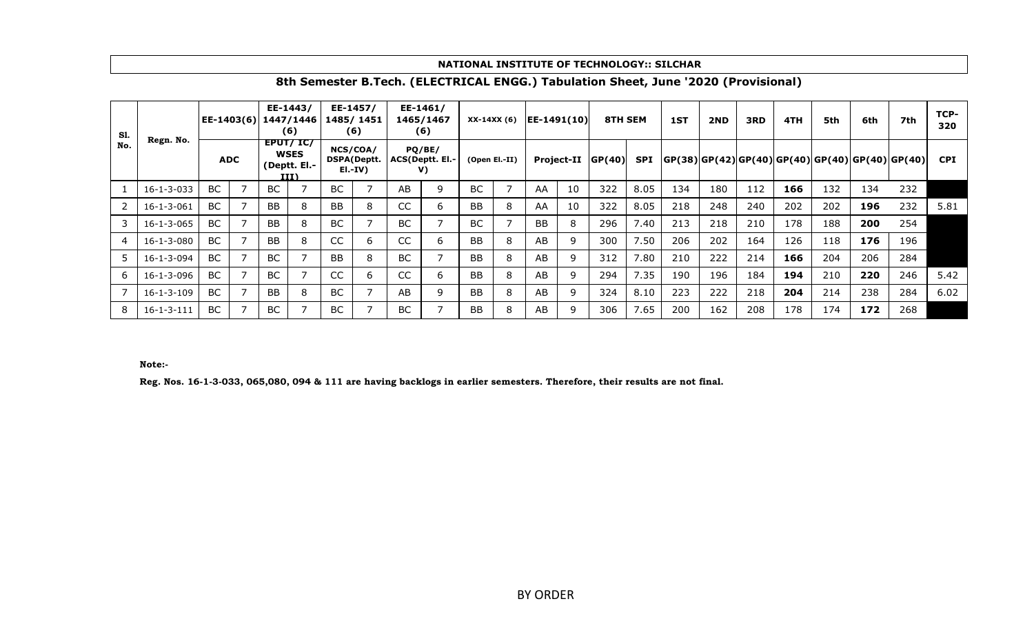**NATIONAL INSTITUTE OF TECHNOLOGY:: SILCHAR**

## 8th Semester B.Tech. (ELECTRICAL ENGG.) Tabulation Sheet, June '2020 (Provisional)

| Sl. No. | Regn. No. | EE-1403(6) | | EE-1443/ 1447/1446 (6) | | EE-1457/ 1485/ 1451 (6) | | EE-1461/ 1465/1467 (6) | | XX-14XX (6) | | EE-1491(10) | | 8TH SEM | | 1ST | 2ND | 3RD | 4TH | 5th | 6th | 7th | TCP-320 |
|---|---|---|---|---|---|---|---|---|---|---|---|---|---|---|---|---|---|---|---|---|---|---|---|
| | | ADC | | EPUT/ IC/ WSES (Deptt. El.-III) | | NCS/COA/ DSPA(Deptt. El.-IV) | | PQ/BE/ ACS(Deptt. El.-V) | | (Open El.-II) | | Project-II | | GP(40) | SPI | GP(38) | GP(42) | GP(40) | GP(40) | GP(40) | GP(40) | GP(40) | CPI |
| 1 | 16-1-3-033 | BC | 7 | BC | 7 | BC | 7 | AB | 9 | BC | 7 | AA | 10 | 322 | 8.05 | 134 | 180 | 112 | **166** | 132 | 134 | 232 | |
| 2 | 16-1-3-061 | BC | 7 | BB | 8 | BB | 8 | CC | 6 | BB | 8 | AA | 10 | 322 | 8.05 | 218 | 248 | 240 | 202 | 202 | **196** | 232 | 5.81 |
| 3 | 16-1-3-065 | BC | 7 | BB | 8 | BC | 7 | BC | 7 | BC | 7 | BB | 8 | 296 | 7.40 | 213 | 218 | 210 | 178 | 188 | **200** | 254 | |
| 4 | 16-1-3-080 | BC | 7 | BB | 8 | CC | 6 | CC | 6 | BB | 8 | AB | 9 | 300 | 7.50 | 206 | 202 | 164 | 126 | 118 | **176** | 196 | |
| 5 | 16-1-3-094 | BC | 7 | BC | 7 | BB | 8 | BC | 7 | BB | 8 | AB | 9 | 312 | 7.80 | 210 | 222 | 214 | **166** | 204 | 206 | 284 | |
| 6 | 16-1-3-096 | BC | 7 | BC | 7 | CC | 6 | CC | 6 | BB | 8 | AB | 9 | 294 | 7.35 | 190 | 196 | 184 | **194** | 210 | **220** | 246 | 5.42 |
| 7 | 16-1-3-109 | BC | 7 | BB | 8 | BC | 7 | AB | 9 | BB | 8 | AB | 9 | 324 | 8.10 | 223 | 222 | 218 | **204** | 214 | 238 | 284 | 6.02 |
| 8 | 16-1-3-111 | BC | 7 | BC | 7 | BC | 7 | BC | 7 | BB | 8 | AB | 9 | 306 | 7.65 | 200 | 162 | 208 | 178 | 174 | **172** | 268 | |

**Note:-**

**Reg. Nos. 16-1-3-033, 065,080, 094 & 111 are having backlogs in earlier semesters. Therefore, their results are not final.**

BY ORDER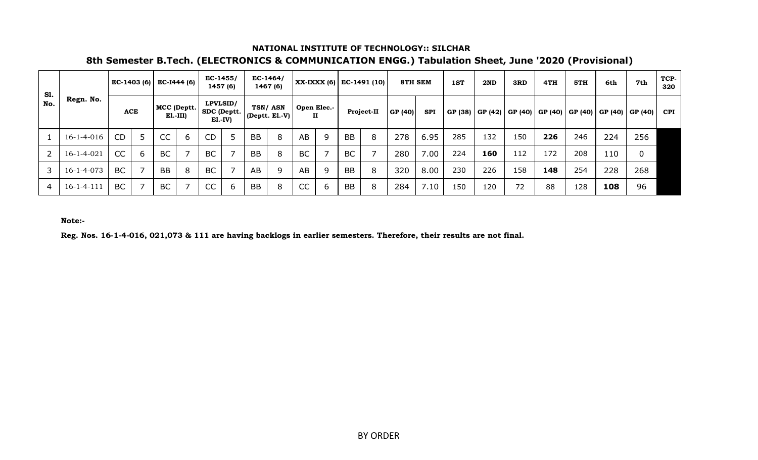**NATIONAL INSTITUTE OF TECHNOLOGY:: SILCHAR**

**8th Semester B.Tech. (ELECTRONICS & COMMUNICATION ENGG.) Tabulation Sheet, June '2020 (Provisional)**

| Sl. No. | Regn. No. | EC-1403 (6) | | EC-I444 (6) | | EC-1455/ 1457 (6) | | EC-1464/ 1467 (6) | | XX-IXXX (6) | | EC-1491 (10) | | 8TH SEM | | 1ST | 2ND | 3RD | 4TH | 5TH | 6th | 7th | TCP-320 |
|---|---|---|---|---|---|---|---|---|---|---|---|---|---|---|---|---|---|---|---|---|---|---|---|
| | | ACE | | MCC (Deptt. El.-III) | | LPVLSID/ SDC (Deptt. El.-IV) | | TSN/ ASN (Deptt. El.-V) | | Open Elec.-II | | Project-II | | GP (40) | SPI | GP (38) | GP (42) | GP (40) | GP (40) | GP (40) | GP (40) | GP (40) | CPI |
| 1 | 16-1-4-016 | CD | 5 | CC | 6 | CD | 5 | BB | 8 | AB | 9 | BB | 8 | 278 | 6.95 | 285 | 132 | 150 | **226** | 246 | 224 | 256 | |
| 2 | 16-1-4-021 | CC | 6 | BC | 7 | BC | 7 | BB | 8 | BC | 7 | BC | 7 | 280 | 7.00 | 224 | **160** | 112 | 172 | 208 | 110 | 0 | |
| 3 | 16-1-4-073 | BC | 7 | BB | 8 | BC | 7 | AB | 9 | AB | 9 | BB | 8 | 320 | 8.00 | 230 | 226 | 158 | **148** | 254 | 228 | 268 | |
| 4 | 16-1-4-111 | BC | 7 | BC | 7 | CC | 6 | BB | 8 | CC | 6 | BB | 8 | 284 | 7.10 | 150 | 120 | 72 | 88 | 128 | **108** | 96 | |

**Note:-**

**Reg. Nos. 16-1-4-016, 021,073 & 111 are having backlogs in earlier semesters. Therefore, their results are not final.**

BY ORDER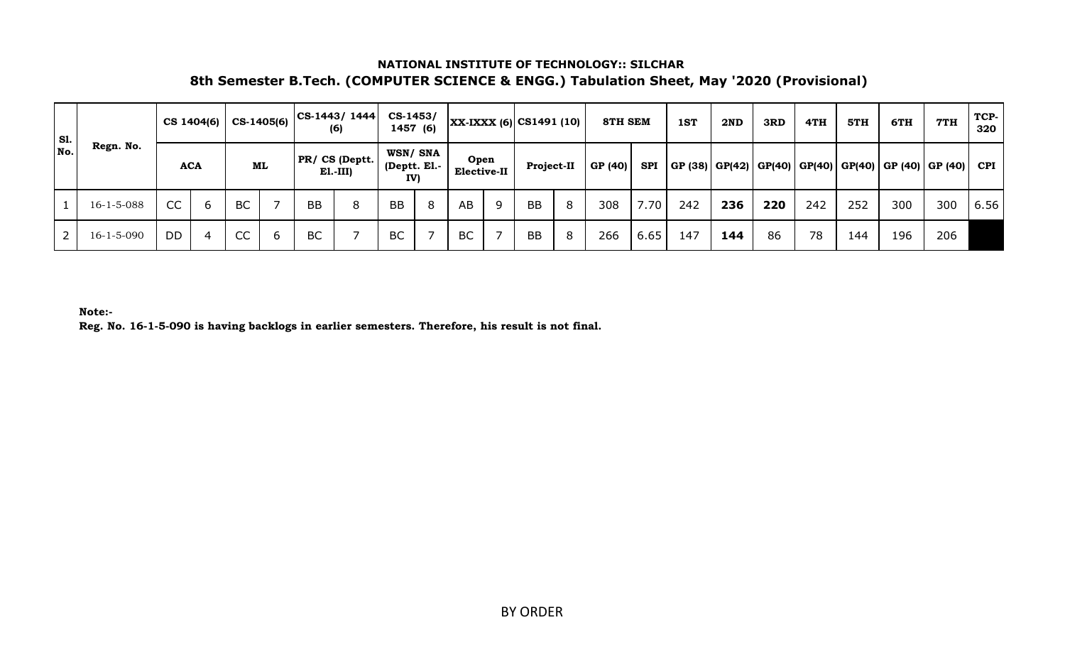**NATIONAL INSTITUTE OF TECHNOLOGY:: SILCHAR**

**8th Semester B.Tech. (COMPUTER SCIENCE & ENGG.) Tabulation Sheet, May '2020 (Provisional)**

| Sl. No. | Regn. No. | CS 1404(6) | | CS-1405(6) | | CS-1443/ 1444 (6) | | CS-1453/ 1457 (6) | | XX-IXXX (6) | | CS1491 (10) | | 8TH SEM | | 1ST | 2ND | 3RD | 4TH | 5TH | 6TH | 7TH | TCP-320 |
|---|---|---|---|---|---|---|---|---|---|---|---|---|---|---|---|---|---|---|---|---|---|---|---|
| | | ACA | | ML | | PR/ CS (Deptt. El.-III) | | WSN/ SNA (Deptt. El.-IV) | | Open Elective-II | | Project-II | | GP (40) | SPI | GP (38) | GP(42) | GP(40) | GP(40) | GP(40) | GP (40) | GP (40) | CPI |
| 1 | 16-1-5-088 | CC | 6 | BC | 7 | BB | 8 | BB | 8 | AB | 9 | BB | 8 | 308 | 7.70 | 242 | **236** | **220** | 242 | 252 | 300 | 300 | 6.56 |
| 2 | 16-1-5-090 | DD | 4 | CC | 6 | BC | 7 | BC | 7 | BC | 7 | BB | 8 | 266 | 6.65 | 147 | **144** | 86 | 78 | 144 | 196 | 206 | |

**Note:-**

**Reg. No. 16-1-5-090 is having backlogs in earlier semesters. Therefore, his result is not final.**

BY ORDER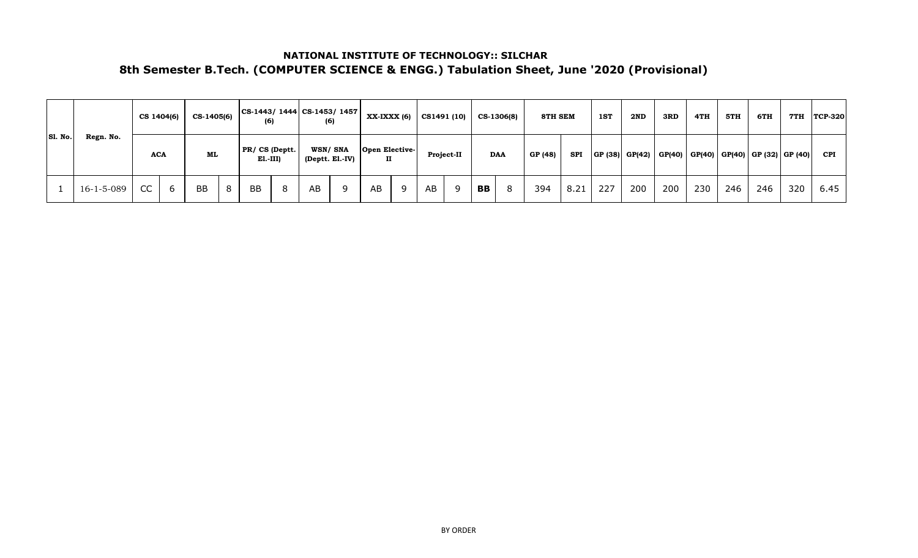**NATIONAL INSTITUTE OF TECHNOLOGY:: SILCHAR**

**8th Semester B.Tech. (COMPUTER SCIENCE & ENGG.) Tabulation Sheet, June '2020 (Provisional)**

| Sl. No. | Regn. No. | CS 1404(6) | | CS-1405(6) | | CS-1443/ 1444 (6) | | CS-1453/ 1457 (6) | | XX-IXXX (6) | | CS1491 (10) | | CS-1306(8) | | 8TH SEM | | 1ST | 2ND | 3RD | 4TH | 5TH | 6TH | 7TH | TCP-320 |
|---|---|---|---|---|---|---|---|---|---|---|---|---|---|---|---|---|---|---|---|---|---|---|---|---|---|
| | | ACA | | ML | | PR/ CS (Deptt. El.-III) | | WSN/ SNA (Deptt. El.-IV) | | Open Elective-II | | Project-II | | DAA | | GP (48) | SPI | GP (38) | GP(42) | GP(40) | GP(40) | GP(40) | GP (32) | GP (40) | CPI |
| 1 | 16-1-5-089 | CC | 6 | BB | 8 | BB | 8 | AB | 9 | AB | 9 | AB | 9 | **BB** | 8 | 394 | 8.21 | 227 | 200 | 200 | 230 | 246 | 246 | 320 | 6.45 |

BY ORDER